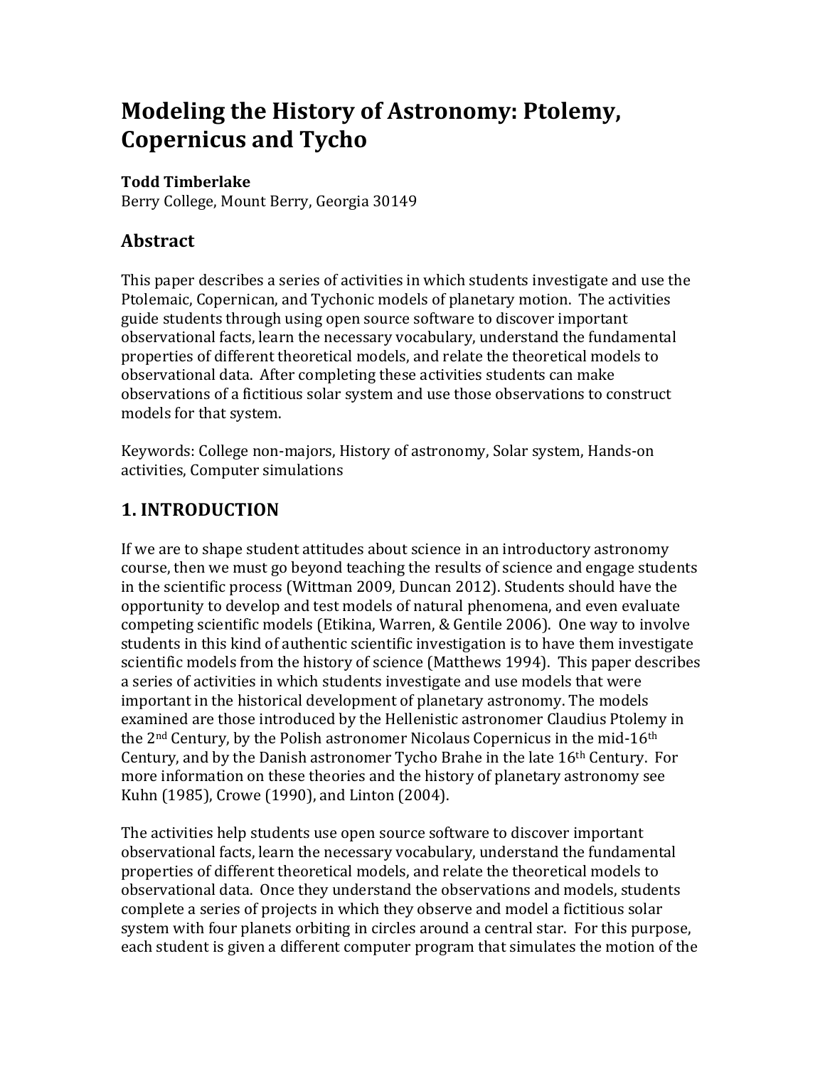# Modeling the History of Astronomy: Ptolemy, Copernicus and Tycho

**Todd Timberlake**
Berry College, Mount Berry, Georgia 30149

## Abstract

This paper describes a series of activities in which students investigate and use the Ptolemaic, Copernican, and Tychonic models of planetary motion. The activities guide students through using open source software to discover important observational facts, learn the necessary vocabulary, understand the fundamental properties of different theoretical models, and relate the theoretical models to observational data. After completing these activities students can make observations of a fictitious solar system and use those observations to construct models for that system.

Keywords: College non-majors, History of astronomy, Solar system, Hands-on activities, Computer simulations

## 1. INTRODUCTION

If we are to shape student attitudes about science in an introductory astronomy course, then we must go beyond teaching the results of science and engage students in the scientific process (Wittman 2009, Duncan 2012). Students should have the opportunity to develop and test models of natural phenomena, and even evaluate competing scientific models (Etikina, Warren, & Gentile 2006). One way to involve students in this kind of authentic scientific investigation is to have them investigate scientific models from the history of science (Matthews 1994). This paper describes a series of activities in which students investigate and use models that were important in the historical development of planetary astronomy. The models examined are those introduced by the Hellenistic astronomer Claudius Ptolemy in the 2nd Century, by the Polish astronomer Nicolaus Copernicus in the mid-16th Century, and by the Danish astronomer Tycho Brahe in the late 16th Century. For more information on these theories and the history of planetary astronomy see Kuhn (1985), Crowe (1990), and Linton (2004).

The activities help students use open source software to discover important observational facts, learn the necessary vocabulary, understand the fundamental properties of different theoretical models, and relate the theoretical models to observational data. Once they understand the observations and models, students complete a series of projects in which they observe and model a fictitious solar system with four planets orbiting in circles around a central star. For this purpose, each student is given a different computer program that simulates the motion of the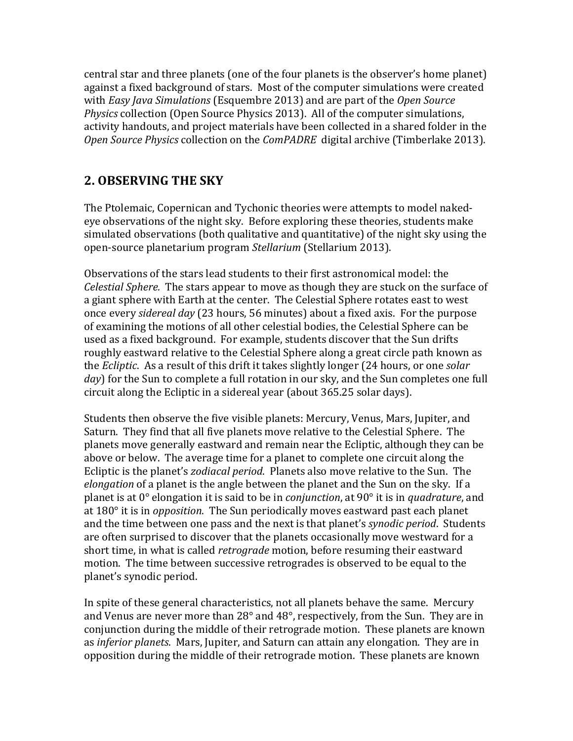central star and three planets (one of the four planets is the observer's home planet) against a fixed background of stars. Most of the computer simulations were created with *Easy Java Simulations* (Esquembre 2013) and are part of the *Open Source Physics* collection (Open Source Physics 2013). All of the computer simulations, activity handouts, and project materials have been collected in a shared folder in the *Open Source Physics* collection on the *ComPADRE* digital archive (Timberlake 2013).

## 2. OBSERVING THE SKY

The Ptolemaic, Copernican and Tychonic theories were attempts to model naked-eye observations of the night sky. Before exploring these theories, students make simulated observations (both qualitative and quantitative) of the night sky using the open-source planetarium program *Stellarium* (Stellarium 2013).

Observations of the stars lead students to their first astronomical model: the *Celestial Sphere.* The stars appear to move as though they are stuck on the surface of a giant sphere with Earth at the center. The Celestial Sphere rotates east to west once every *sidereal day* (23 hours, 56 minutes) about a fixed axis. For the purpose of examining the motions of all other celestial bodies, the Celestial Sphere can be used as a fixed background. For example, students discover that the Sun drifts roughly eastward relative to the Celestial Sphere along a great circle path known as the *Ecliptic.* As a result of this drift it takes slightly longer (24 hours, or one *solar day*) for the Sun to complete a full rotation in our sky, and the Sun completes one full circuit along the Ecliptic in a sidereal year (about 365.25 solar days).

Students then observe the five visible planets: Mercury, Venus, Mars, Jupiter, and Saturn. They find that all five planets move relative to the Celestial Sphere. The planets move generally eastward and remain near the Ecliptic, although they can be above or below. The average time for a planet to complete one circuit along the Ecliptic is the planet's *zodiacal period*. Planets also move relative to the Sun. The *elongation* of a planet is the angle between the planet and the Sun on the sky. If a planet is at 0° elongation it is said to be in *conjunction*, at 90° it is in *quadrature*, and at 180° it is in *opposition*. The Sun periodically moves eastward past each planet and the time between one pass and the next is that planet's *synodic period*. Students are often surprised to discover that the planets occasionally move westward for a short time, in what is called *retrograde* motion, before resuming their eastward motion. The time between successive retrogrades is observed to be equal to the planet's synodic period.

In spite of these general characteristics, not all planets behave the same. Mercury and Venus are never more than 28° and 48°, respectively, from the Sun. They are in conjunction during the middle of their retrograde motion. These planets are known as *inferior planets*. Mars, Jupiter, and Saturn can attain any elongation. They are in opposition during the middle of their retrograde motion. These planets are known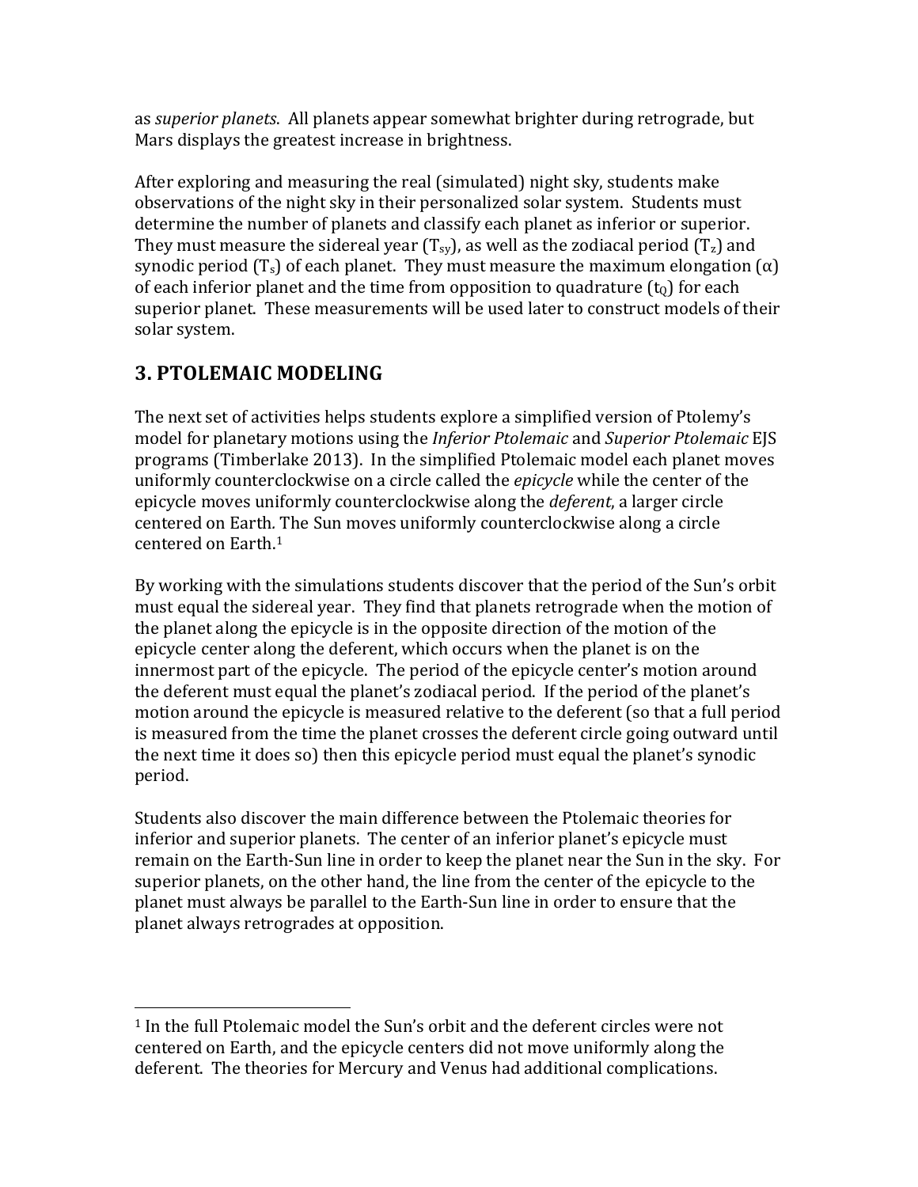as *superior planets*. All planets appear somewhat brighter during retrograde, but Mars displays the greatest increase in brightness.

After exploring and measuring the real (simulated) night sky, students make observations of the night sky in their personalized solar system. Students must determine the number of planets and classify each planet as inferior or superior. They must measure the sidereal year ($T_{sy}$), as well as the zodiacal period ($T_z$) and synodic period ($T_s$) of each planet. They must measure the maximum elongation ($\alpha$) of each inferior planet and the time from opposition to quadrature ($t_Q$) for each superior planet. These measurements will be used later to construct models of their solar system.

## 3. PTOLEMAIC MODELING

The next set of activities helps students explore a simplified version of Ptolemy's model for planetary motions using the *Inferior Ptolemaic* and *Superior Ptolemaic* EJS programs (Timberlake 2013). In the simplified Ptolemaic model each planet moves uniformly counterclockwise on a circle called the *epicycle* while the center of the epicycle moves uniformly counterclockwise along the *deferent*, a larger circle centered on Earth. The Sun moves uniformly counterclockwise along a circle centered on Earth.[1]

By working with the simulations students discover that the period of the Sun's orbit must equal the sidereal year. They find that planets retrograde when the motion of the planet along the epicycle is in the opposite direction of the motion of the epicycle center along the deferent, which occurs when the planet is on the innermost part of the epicycle. The period of the epicycle center's motion around the deferent must equal the planet's zodiacal period. If the period of the planet's motion around the epicycle is measured relative to the deferent (so that a full period is measured from the time the planet crosses the deferent circle going outward until the next time it does so) then this epicycle period must equal the planet's synodic period.

Students also discover the main difference between the Ptolemaic theories for inferior and superior planets. The center of an inferior planet's epicycle must remain on the Earth-Sun line in order to keep the planet near the Sun in the sky. For superior planets, on the other hand, the line from the center of the epicycle to the planet must always be parallel to the Earth-Sun line in order to ensure that the planet always retrogrades at opposition.

---

[1] In the full Ptolemaic model the Sun's orbit and the deferent circles were not centered on Earth, and the epicycle centers did not move uniformly along the deferent. The theories for Mercury and Venus had additional complications.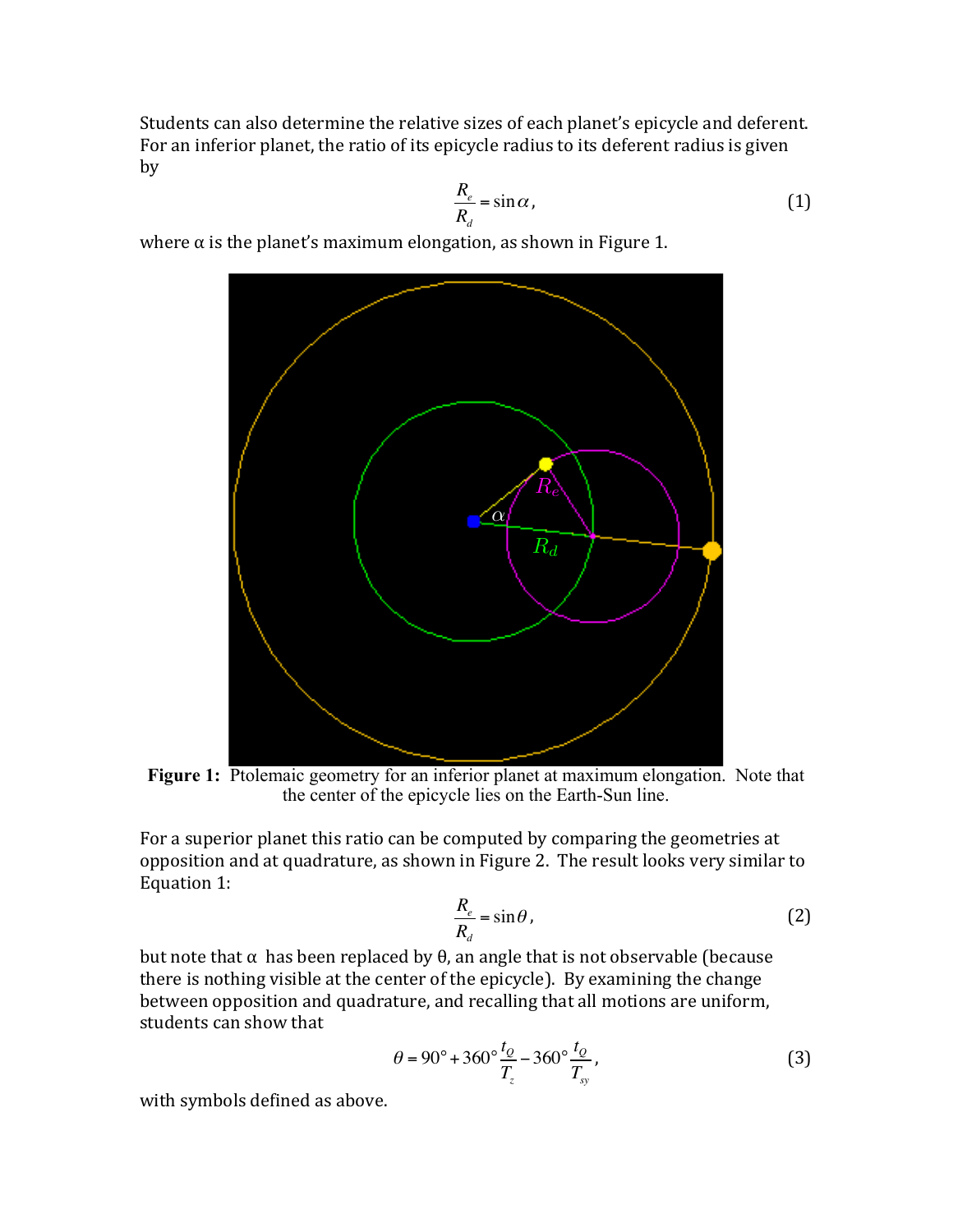Students can also determine the relative sizes of each planet's epicycle and deferent. For an inferior planet, the ratio of its epicycle radius to its deferent radius is given by

$$\frac{R_e}{R_d} = \sin\alpha, \tag{1}$$

where α is the planet's maximum elongation, as shown in Figure 1.

**Figure 1:** Ptolemaic geometry for an inferior planet at maximum elongation. Note that the center of the epicycle lies on the Earth-Sun line.

For a superior planet this ratio can be computed by comparing the geometries at opposition and at quadrature, as shown in Figure 2. The result looks very similar to Equation 1:

$$\frac{R_e}{R_d} = \sin\theta, \tag{2}$$

but note that α has been replaced by θ, an angle that is not observable (because there is nothing visible at the center of the epicycle). By examining the change between opposition and quadrature, and recalling that all motions are uniform, students can show that

$$\theta = 90^\circ + 360^\circ \frac{t_Q}{T_z} - 360^\circ \frac{t_Q}{T_{sy}}, \tag{3}$$

with symbols defined as above.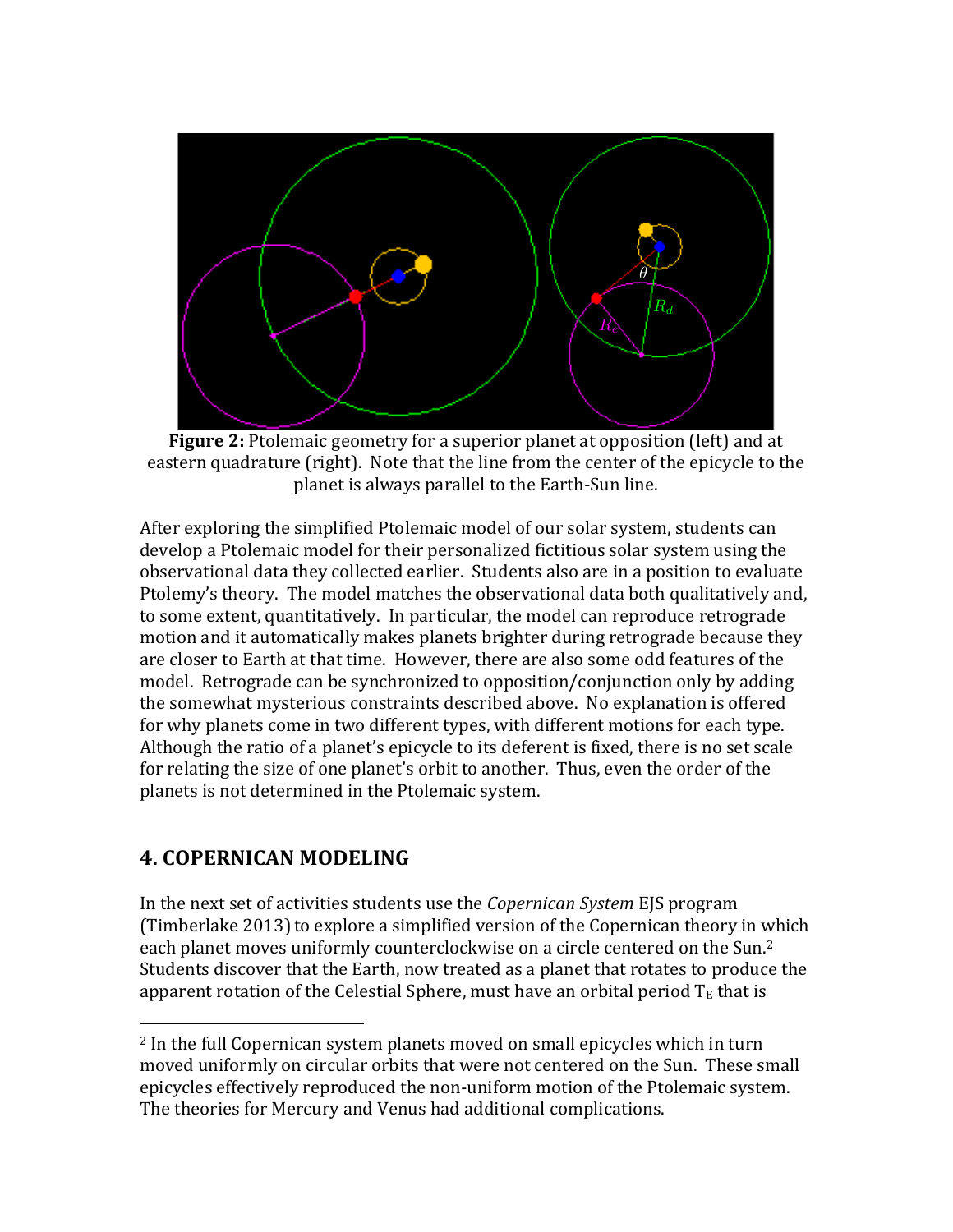**Figure 2:** Ptolemaic geometry for a superior planet at opposition (left) and at eastern quadrature (right). Note that the line from the center of the epicycle to the planet is always parallel to the Earth-Sun line.

After exploring the simplified Ptolemaic model of our solar system, students can develop a Ptolemaic model for their personalized fictitious solar system using the observational data they collected earlier. Students also are in a position to evaluate Ptolemy's theory. The model matches the observational data both qualitatively and, to some extent, quantitatively. In particular, the model can reproduce retrograde motion and it automatically makes planets brighter during retrograde because they are closer to Earth at that time. However, there are also some odd features of the model. Retrograde can be synchronized to opposition/conjunction only by adding the somewhat mysterious constraints described above. No explanation is offered for why planets come in two different types, with different motions for each type. Although the ratio of a planet's epicycle to its deferent is fixed, there is no set scale for relating the size of one planet's orbit to another. Thus, even the order of the planets is not determined in the Ptolemaic system.

## 4. COPERNICAN MODELING

In the next set of activities students use the *Copernican System* EJS program (Timberlake 2013) to explore a simplified version of the Copernican theory in which each planet moves uniformly counterclockwise on a circle centered on the Sun.[2] Students discover that the Earth, now treated as a planet that rotates to produce the apparent rotation of the Celestial Sphere, must have an orbital period $T_E$ that is

[2] In the full Copernican system planets moved on small epicycles which in turn moved uniformly on circular orbits that were not centered on the Sun. These small epicycles effectively reproduced the non-uniform motion of the Ptolemaic system. The theories for Mercury and Venus had additional complications.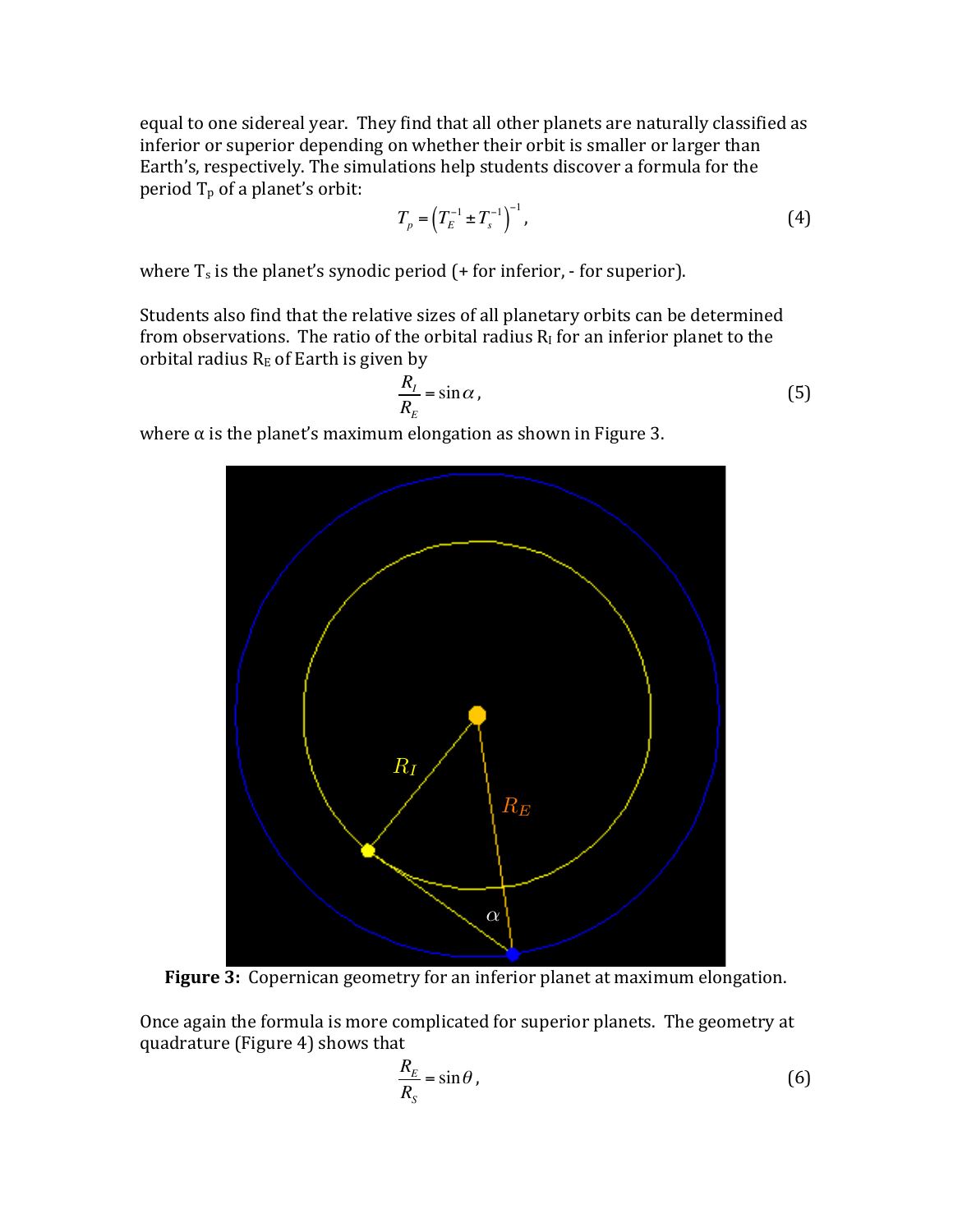equal to one sidereal year. They find that all other planets are naturally classified as inferior or superior depending on whether their orbit is smaller or larger than Earth's, respectively. The simulations help students discover a formula for the period $T_p$ of a planet's orbit:

$$T_p = \left(T_E^{-1} \pm T_s^{-1}\right)^{-1}, \tag{4}$$

where $T_s$ is the planet's synodic period (+ for inferior, - for superior).

Students also find that the relative sizes of all planetary orbits can be determined from observations. The ratio of the orbital radius $R_I$ for an inferior planet to the orbital radius $R_E$ of Earth is given by

$$\frac{R_I}{R_E} = \sin\alpha, \tag{5}$$

where α is the planet's maximum elongation as shown in Figure 3.

**Figure 3:** Copernican geometry for an inferior planet at maximum elongation.

Once again the formula is more complicated for superior planets. The geometry at quadrature (Figure 4) shows that

$$\frac{R_E}{R_S} = \sin\theta, \tag{6}$$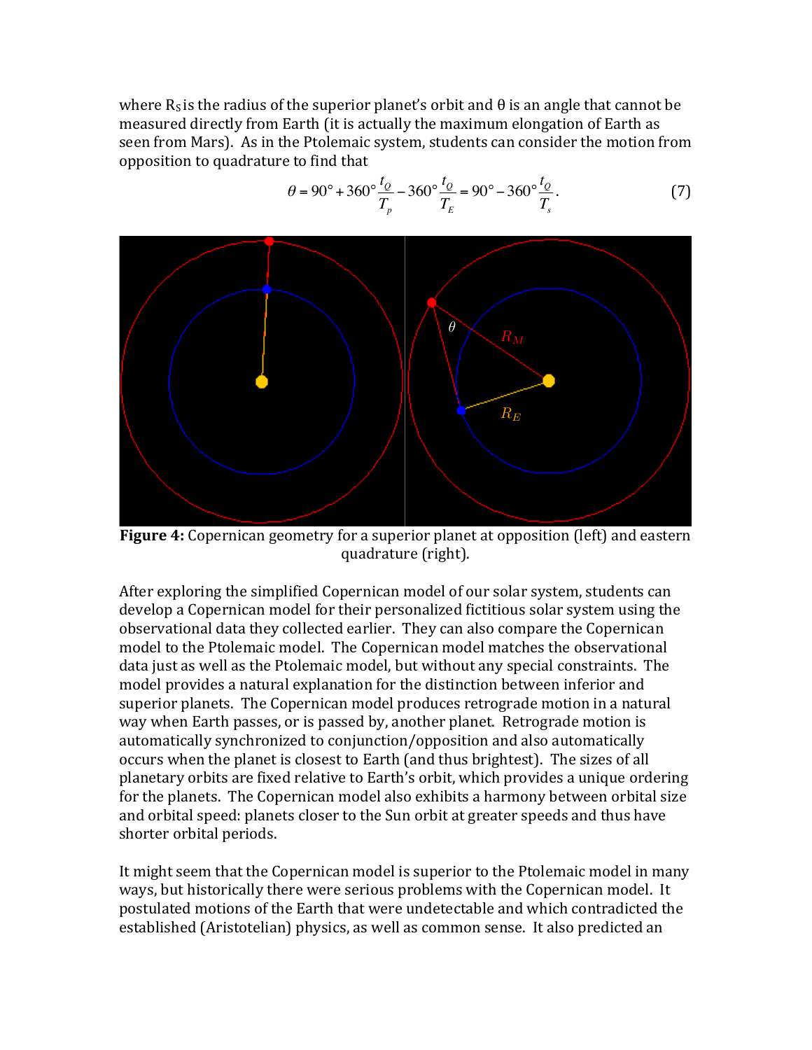where $R_S$ is the radius of the superior planet's orbit and θ is an angle that cannot be measured directly from Earth (it is actually the maximum elongation of Earth as seen from Mars). As in the Ptolemaic system, students can consider the motion from opposition to quadrature to find that

$$\theta = 90° + 360° \frac{t_Q}{T_p} - 360° \frac{t_Q}{T_E} = 90° - 360° \frac{t_Q}{T_s}. \tag{7}$$

**Figure 4:** Copernican geometry for a superior planet at opposition (left) and eastern quadrature (right).

After exploring the simplified Copernican model of our solar system, students can develop a Copernican model for their personalized fictitious solar system using the observational data they collected earlier. They can also compare the Copernican model to the Ptolemaic model. The Copernican model matches the observational data just as well as the Ptolemaic model, but without any special constraints. The model provides a natural explanation for the distinction between inferior and superior planets. The Copernican model produces retrograde motion in a natural way when Earth passes, or is passed by, another planet. Retrograde motion is automatically synchronized to conjunction/opposition and also automatically occurs when the planet is closest to Earth (and thus brightest). The sizes of all planetary orbits are fixed relative to Earth's orbit, which provides a unique ordering for the planets. The Copernican model also exhibits a harmony between orbital size and orbital speed: planets closer to the Sun orbit at greater speeds and thus have shorter orbital periods.

It might seem that the Copernican model is superior to the Ptolemaic model in many ways, but historically there were serious problems with the Copernican model. It postulated motions of the Earth that were undetectable and which contradicted the established (Aristotelian) physics, as well as common sense. It also predicted an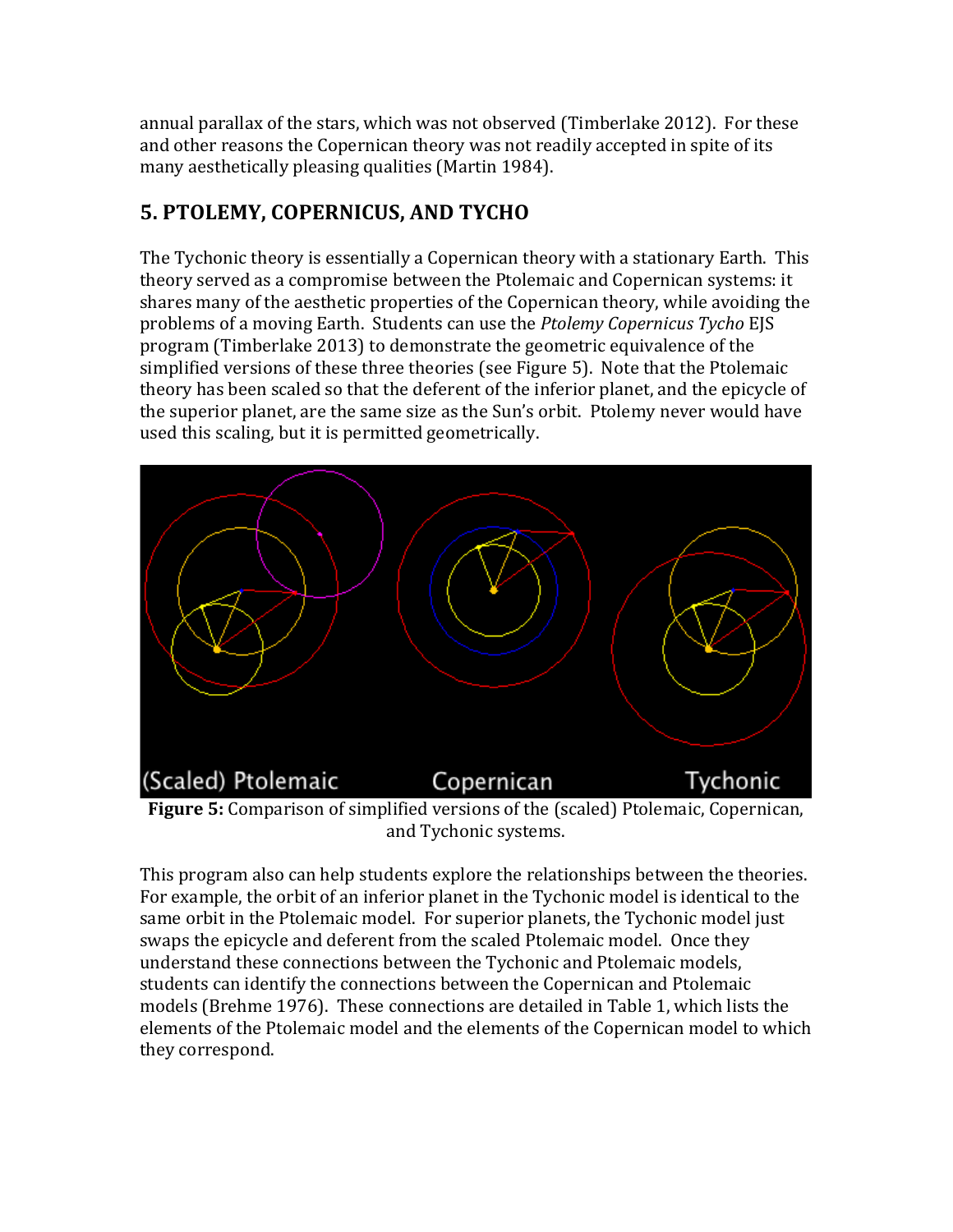annual parallax of the stars, which was not observed (Timberlake 2012). For these and other reasons the Copernican theory was not readily accepted in spite of its many aesthetically pleasing qualities (Martin 1984).

## 5. PTOLEMY, COPERNICUS, AND TYCHO

The Tychonic theory is essentially a Copernican theory with a stationary Earth. This theory served as a compromise between the Ptolemaic and Copernican systems: it shares many of the aesthetic properties of the Copernican theory, while avoiding the problems of a moving Earth. Students can use the *Ptolemy Copernicus Tycho* EJS program (Timberlake 2013) to demonstrate the geometric equivalence of the simplified versions of these three theories (see Figure 5). Note that the Ptolemaic theory has been scaled so that the deferent of the inferior planet, and the epicycle of the superior planet, are the same size as the Sun's orbit. Ptolemy never would have used this scaling, but it is permitted geometrically.

**Figure 5:** Comparison of simplified versions of the (scaled) Ptolemaic, Copernican, and Tychonic systems.

This program also can help students explore the relationships between the theories. For example, the orbit of an inferior planet in the Tychonic model is identical to the same orbit in the Ptolemaic model. For superior planets, the Tychonic model just swaps the epicycle and deferent from the scaled Ptolemaic model. Once they understand these connections between the Tychonic and Ptolemaic models, students can identify the connections between the Copernican and Ptolemaic models (Brehme 1976). These connections are detailed in Table 1, which lists the elements of the Ptolemaic model and the elements of the Copernican model to which they correspond.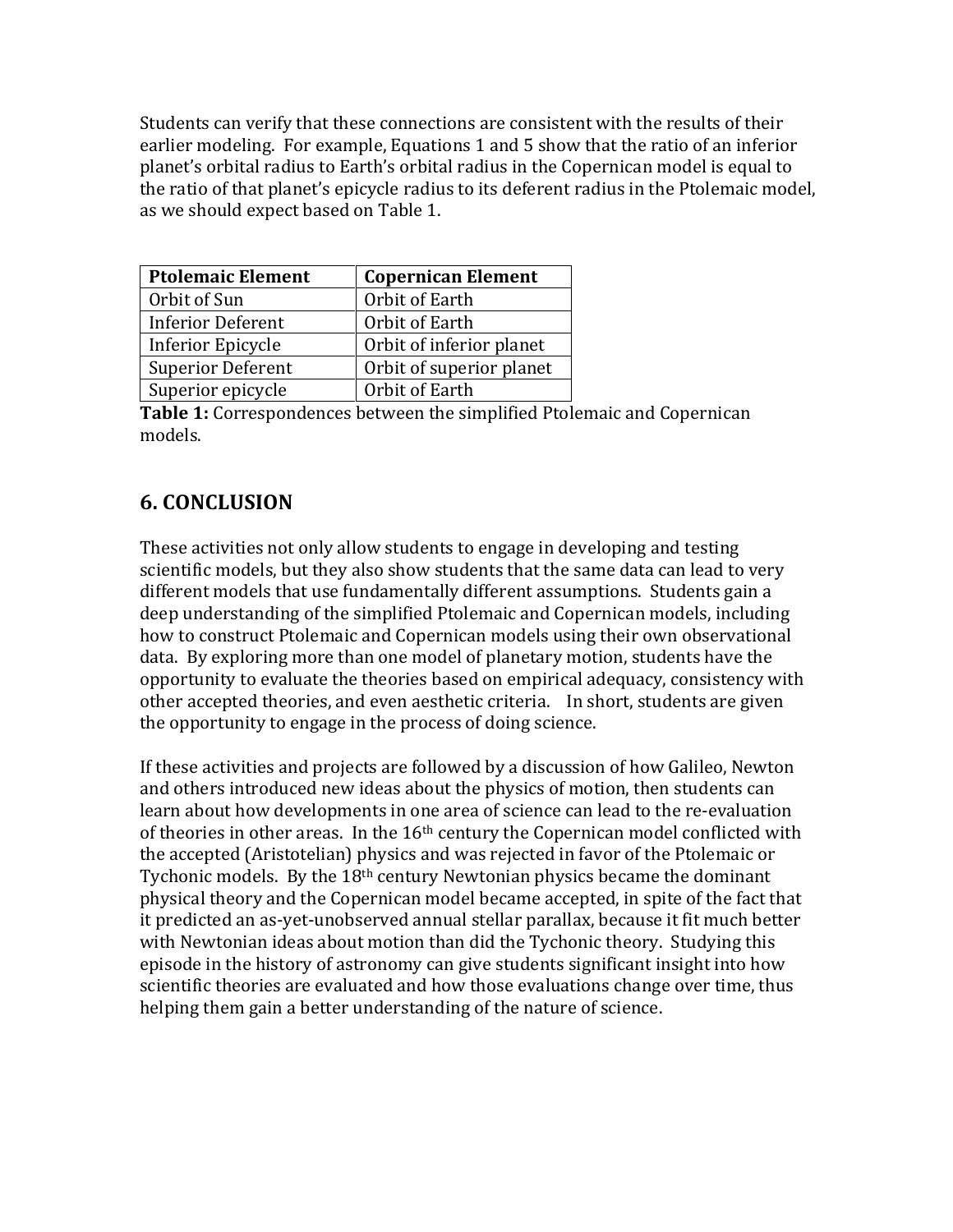Students can verify that these connections are consistent with the results of their earlier modeling. For example, Equations 1 and 5 show that the ratio of an inferior planet's orbital radius to Earth's orbital radius in the Copernican model is equal to the ratio of that planet's epicycle radius to its deferent radius in the Ptolemaic model, as we should expect based on Table 1.

| Ptolemaic Element | Copernican Element |
|---|---|
| Orbit of Sun | Orbit of Earth |
| Inferior Deferent | Orbit of Earth |
| Inferior Epicycle | Orbit of inferior planet |
| Superior Deferent | Orbit of superior planet |
| Superior epicycle | Orbit of Earth |

**Table 1:** Correspondences between the simplified Ptolemaic and Copernican models.

## 6. CONCLUSION

These activities not only allow students to engage in developing and testing scientific models, but they also show students that the same data can lead to very different models that use fundamentally different assumptions. Students gain a deep understanding of the simplified Ptolemaic and Copernican models, including how to construct Ptolemaic and Copernican models using their own observational data. By exploring more than one model of planetary motion, students have the opportunity to evaluate the theories based on empirical adequacy, consistency with other accepted theories, and even aesthetic criteria. In short, students are given the opportunity to engage in the process of doing science.

If these activities and projects are followed by a discussion of how Galileo, Newton and others introduced new ideas about the physics of motion, then students can learn about how developments in one area of science can lead to the re-evaluation of theories in other areas. In the 16th century the Copernican model conflicted with the accepted (Aristotelian) physics and was rejected in favor of the Ptolemaic or Tychonic models. By the 18th century Newtonian physics became the dominant physical theory and the Copernican model became accepted, in spite of the fact that it predicted an as-yet-unobserved annual stellar parallax, because it fit much better with Newtonian ideas about motion than did the Tychonic theory. Studying this episode in the history of astronomy can give students significant insight into how scientific theories are evaluated and how those evaluations change over time, thus helping them gain a better understanding of the nature of science.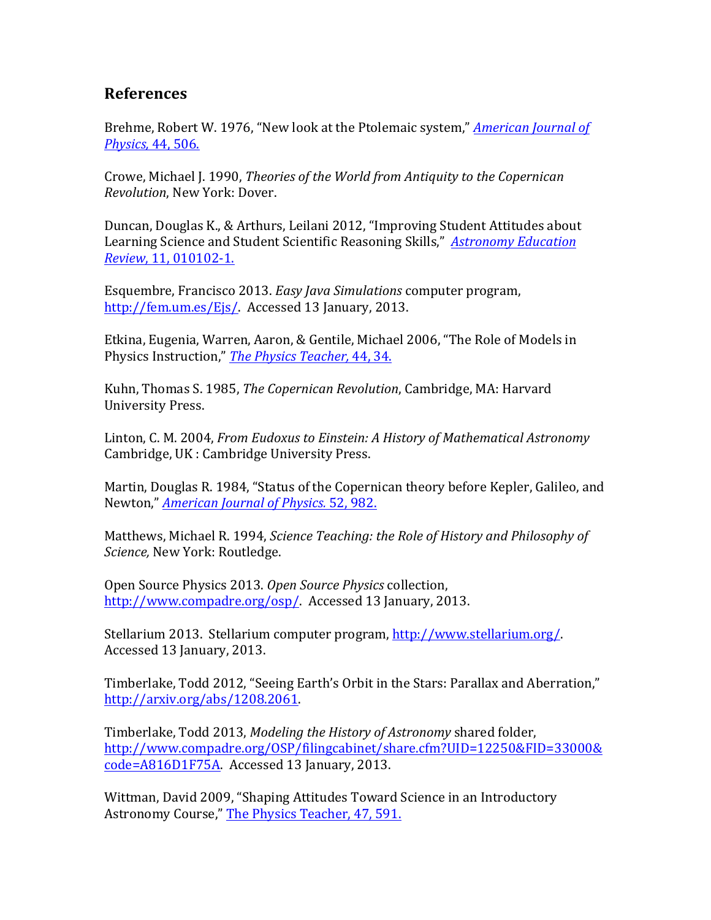## References

Brehme, Robert W. 1976, "New look at the Ptolemaic system," *American Journal of Physics*, 44, 506.

Crowe, Michael J. 1990, *Theories of the World from Antiquity to the Copernican Revolution*, New York: Dover.

Duncan, Douglas K., & Arthurs, Leilani 2012, "Improving Student Attitudes about Learning Science and Student Scientific Reasoning Skills," *Astronomy Education Review*, 11, 010102-1.

Esquembre, Francisco 2013. *Easy Java Simulations* computer program, http://fem.um.es/Ejs/. Accessed 13 January, 2013.

Etkina, Eugenia, Warren, Aaron, & Gentile, Michael 2006, "The Role of Models in Physics Instruction," *The Physics Teacher*, 44, 34.

Kuhn, Thomas S. 1985, *The Copernican Revolution*, Cambridge, MA: Harvard University Press.

Linton, C. M. 2004, *From Eudoxus to Einstein: A History of Mathematical Astronomy* Cambridge, UK : Cambridge University Press.

Martin, Douglas R. 1984, "Status of the Copernican theory before Kepler, Galileo, and Newton," *American Journal of Physics.* 52, 982.

Matthews, Michael R. 1994, *Science Teaching: the Role of History and Philosophy of Science,* New York: Routledge.

Open Source Physics 2013. *Open Source Physics* collection, http://www.compadre.org/osp/. Accessed 13 January, 2013.

Stellarium 2013. Stellarium computer program, http://www.stellarium.org/. Accessed 13 January, 2013.

Timberlake, Todd 2012, "Seeing Earth's Orbit in the Stars: Parallax and Aberration," http://arxiv.org/abs/1208.2061.

Timberlake, Todd 2013, *Modeling the History of Astronomy* shared folder, http://www.compadre.org/OSP/filingcabinet/share.cfm?UID=12250&FID=33000&code=A816D1F75A. Accessed 13 January, 2013.

Wittman, David 2009, "Shaping Attitudes Toward Science in an Introductory Astronomy Course," The Physics Teacher, 47, 591.